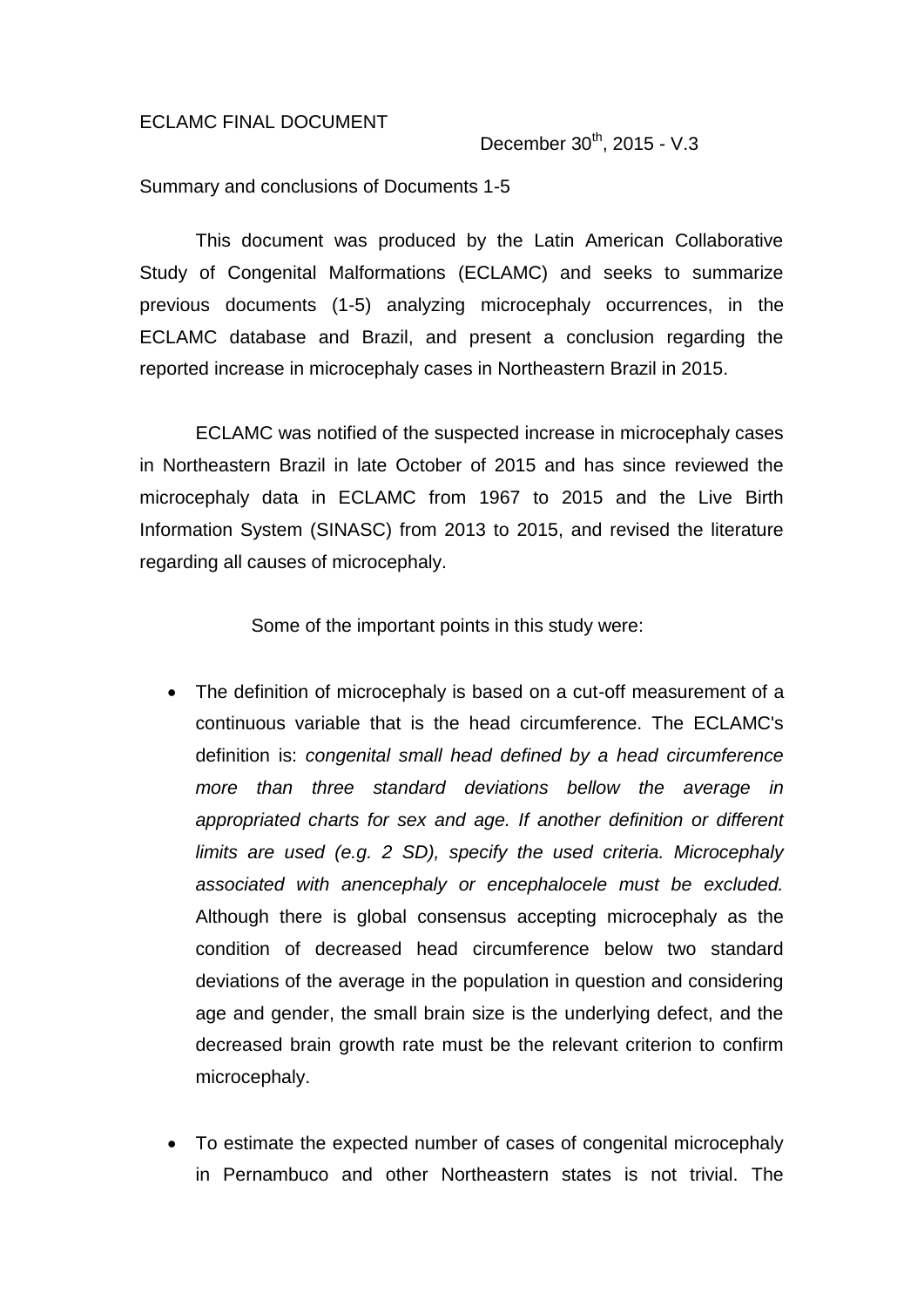ECLAMC FINAL DOCUMENT

December 30th, 2015 - V.3

Summary and conclusions of Documents 1-5

This document was produced by the Latin American Collaborative Study of Congenital Malformations (ECLAMC) and seeks to summarize previous documents (1-5) analyzing microcephaly occurrences, in the ECLAMC database and Brazil, and present a conclusion regarding the reported increase in microcephaly cases in Northeastern Brazil in 2015.

ECLAMC was notified of the suspected increase in microcephaly cases in Northeastern Brazil in late October of 2015 and has since reviewed the microcephaly data in ECLAMC from 1967 to 2015 and the Live Birth Information System (SINASC) from 2013 to 2015, and revised the literature regarding all causes of microcephaly.

Some of the important points in this study were:

- The definition of microcephaly is based on a cut-off measurement of a continuous variable that is the head circumference. The ECLAMC's definition is: *congenital small head defined by a head circumference more than three standard deviations bellow the average in appropriated charts for sex and age. If another definition or different limits are used (e.g. 2 SD), specify the used criteria. Microcephaly associated with anencephaly or encephalocele must be excluded.* Although there is global consensus accepting microcephaly as the condition of decreased head circumference below two standard deviations of the average in the population in question and considering age and gender, the small brain size is the underlying defect, and the decreased brain growth rate must be the relevant criterion to confirm microcephaly.

- To estimate the expected number of cases of congenital microcephaly in Pernambuco and other Northeastern states is not trivial. The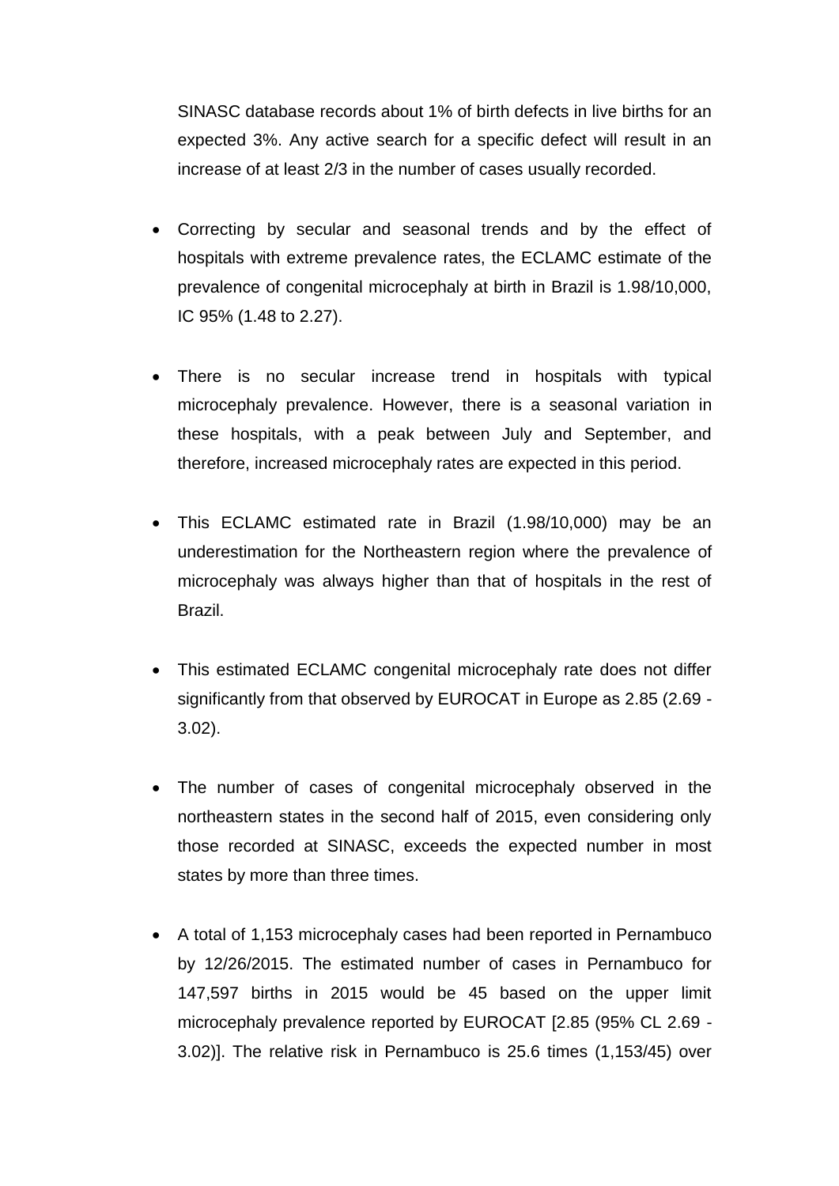SINASC database records about 1% of birth defects in live births for an expected 3%. Any active search for a specific defect will result in an increase of at least 2/3 in the number of cases usually recorded.

- Correcting by secular and seasonal trends and by the effect of hospitals with extreme prevalence rates, the ECLAMC estimate of the prevalence of congenital microcephaly at birth in Brazil is 1.98/10,000, IC 95% (1.48 to 2.27).

- There is no secular increase trend in hospitals with typical microcephaly prevalence. However, there is a seasonal variation in these hospitals, with a peak between July and September, and therefore, increased microcephaly rates are expected in this period.

- This ECLAMC estimated rate in Brazil (1.98/10,000) may be an underestimation for the Northeastern region where the prevalence of microcephaly was always higher than that of hospitals in the rest of Brazil.

- This estimated ECLAMC congenital microcephaly rate does not differ significantly from that observed by EUROCAT in Europe as 2.85 (2.69 - 3.02).

- The number of cases of congenital microcephaly observed in the northeastern states in the second half of 2015, even considering only those recorded at SINASC, exceeds the expected number in most states by more than three times.

- A total of 1,153 microcephaly cases had been reported in Pernambuco by 12/26/2015. The estimated number of cases in Pernambuco for 147,597 births in 2015 would be 45 based on the upper limit microcephaly prevalence reported by EUROCAT [2.85 (95% CL 2.69 - 3.02)]. The relative risk in Pernambuco is 25.6 times (1,153/45) over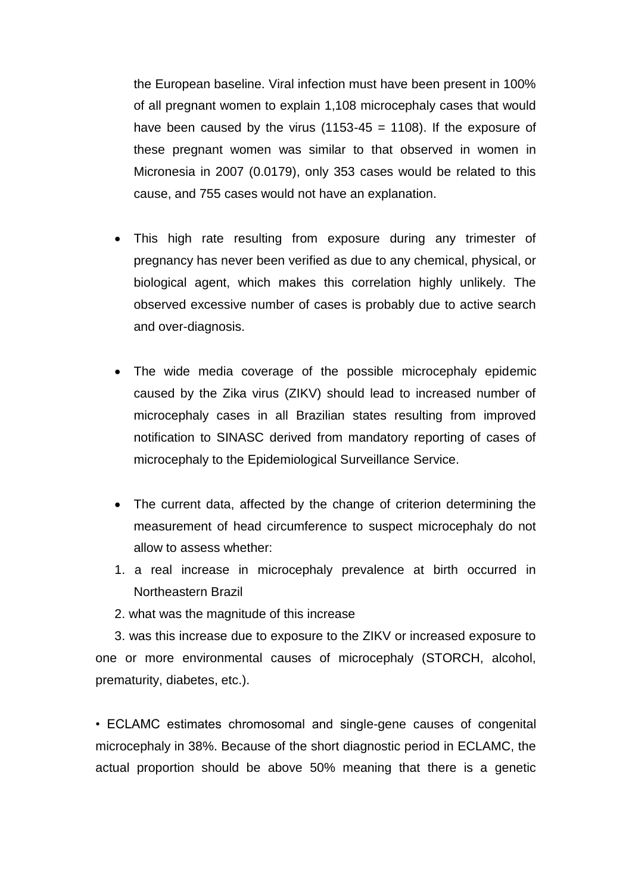the European baseline. Viral infection must have been present in 100% of all pregnant women to explain 1,108 microcephaly cases that would have been caused by the virus (1153-45 = 1108). If the exposure of these pregnant women was similar to that observed in women in Micronesia in 2007 (0.0179), only 353 cases would be related to this cause, and 755 cases would not have an explanation.

- This high rate resulting from exposure during any trimester of pregnancy has never been verified as due to any chemical, physical, or biological agent, which makes this correlation highly unlikely. The observed excessive number of cases is probably due to active search and over-diagnosis.

- The wide media coverage of the possible microcephaly epidemic caused by the Zika virus (ZIKV) should lead to increased number of microcephaly cases in all Brazilian states resulting from improved notification to SINASC derived from mandatory reporting of cases of microcephaly to the Epidemiological Surveillance Service.

- The current data, affected by the change of criterion determining the measurement of head circumference to suspect microcephaly do not allow to assess whether:

1. a real increase in microcephaly prevalence at birth occurred in Northeastern Brazil
2. what was the magnitude of this increase
3. was this increase due to exposure to the ZIKV or increased exposure to one or more environmental causes of microcephaly (STORCH, alcohol, prematurity, diabetes, etc.).

• ECLAMC estimates chromosomal and single-gene causes of congenital microcephaly in 38%. Because of the short diagnostic period in ECLAMC, the actual proportion should be above 50% meaning that there is a genetic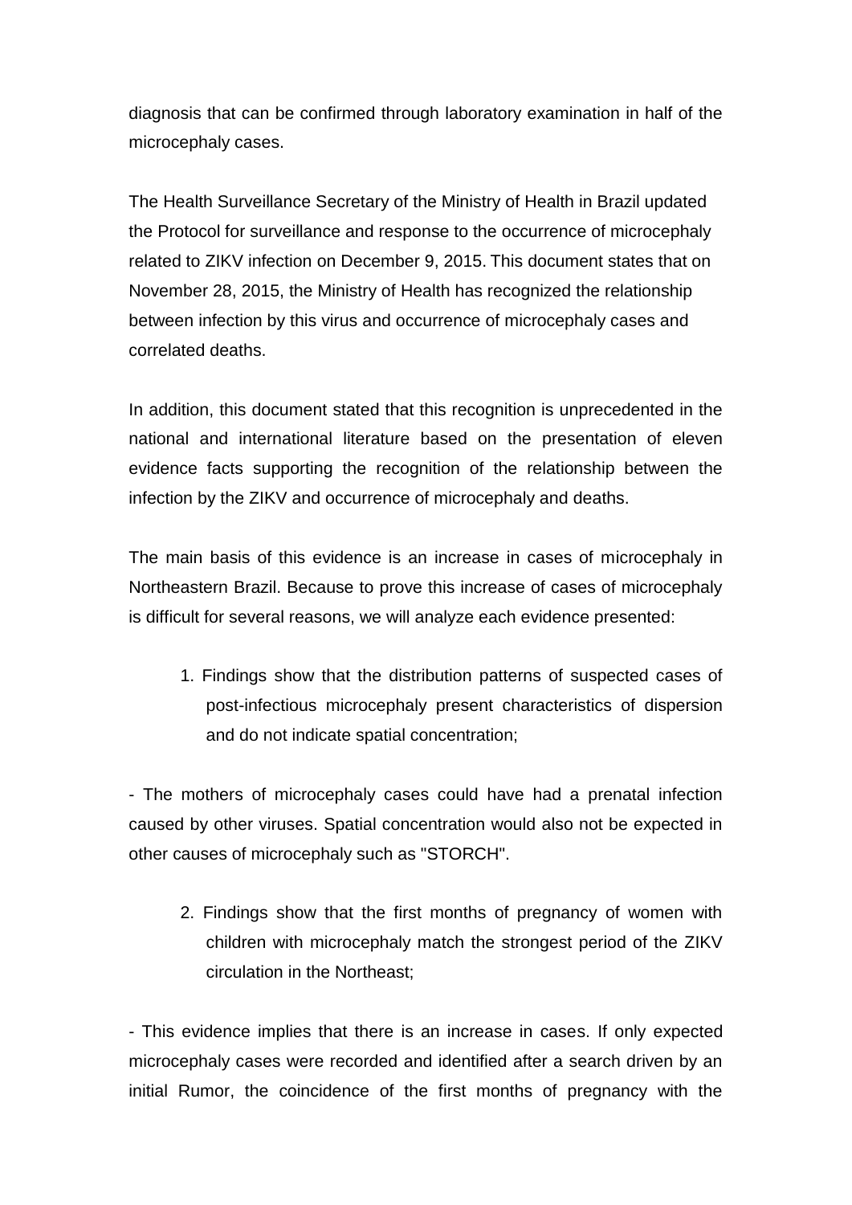diagnosis that can be confirmed through laboratory examination in half of the microcephaly cases.

The Health Surveillance Secretary of the Ministry of Health in Brazil updated the Protocol for surveillance and response to the occurrence of microcephaly related to ZIKV infection on December 9, 2015. This document states that on November 28, 2015, the Ministry of Health has recognized the relationship between infection by this virus and occurrence of microcephaly cases and correlated deaths.

In addition, this document stated that this recognition is unprecedented in the national and international literature based on the presentation of eleven evidence facts supporting the recognition of the relationship between the infection by the ZIKV and occurrence of microcephaly and deaths.

The main basis of this evidence is an increase in cases of microcephaly in Northeastern Brazil. Because to prove this increase of cases of microcephaly is difficult for several reasons, we will analyze each evidence presented:

1. Findings show that the distribution patterns of suspected cases of post-infectious microcephaly present characteristics of dispersion and do not indicate spatial concentration;

- The mothers of microcephaly cases could have had a prenatal infection caused by other viruses. Spatial concentration would also not be expected in other causes of microcephaly such as "STORCH".

2. Findings show that the first months of pregnancy of women with children with microcephaly match the strongest period of the ZIKV circulation in the Northeast;

- This evidence implies that there is an increase in cases. If only expected microcephaly cases were recorded and identified after a search driven by an initial Rumor, the coincidence of the first months of pregnancy with the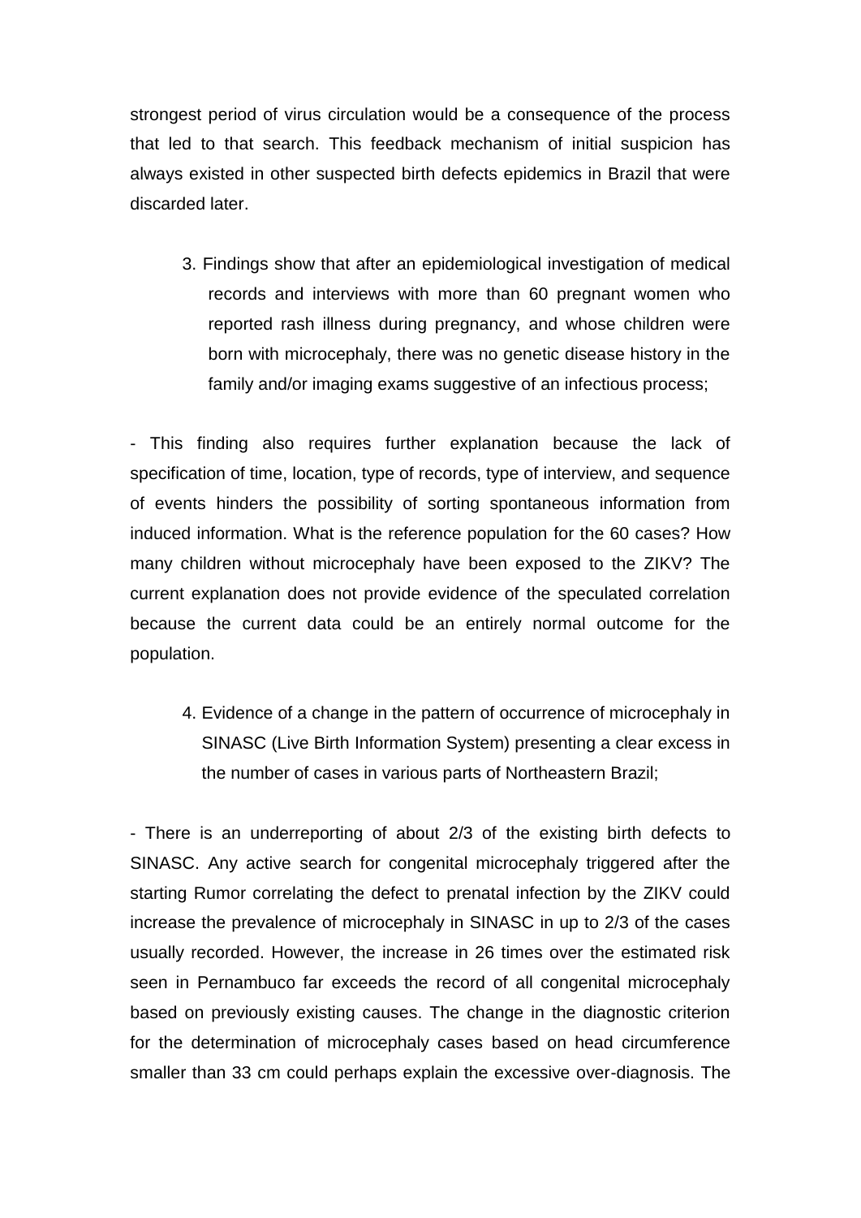strongest period of virus circulation would be a consequence of the process that led to that search. This feedback mechanism of initial suspicion has always existed in other suspected birth defects epidemics in Brazil that were discarded later.

3. Findings show that after an epidemiological investigation of medical records and interviews with more than 60 pregnant women who reported rash illness during pregnancy, and whose children were born with microcephaly, there was no genetic disease history in the family and/or imaging exams suggestive of an infectious process;

- This finding also requires further explanation because the lack of specification of time, location, type of records, type of interview, and sequence of events hinders the possibility of sorting spontaneous information from induced information. What is the reference population for the 60 cases? How many children without microcephaly have been exposed to the ZIKV? The current explanation does not provide evidence of the speculated correlation because the current data could be an entirely normal outcome for the population.

4. Evidence of a change in the pattern of occurrence of microcephaly in SINASC (Live Birth Information System) presenting a clear excess in the number of cases in various parts of Northeastern Brazil;

- There is an underreporting of about 2/3 of the existing birth defects to SINASC. Any active search for congenital microcephaly triggered after the starting Rumor correlating the defect to prenatal infection by the ZIKV could increase the prevalence of microcephaly in SINASC in up to 2/3 of the cases usually recorded. However, the increase in 26 times over the estimated risk seen in Pernambuco far exceeds the record of all congenital microcephaly based on previously existing causes. The change in the diagnostic criterion for the determination of microcephaly cases based on head circumference smaller than 33 cm could perhaps explain the excessive over-diagnosis. The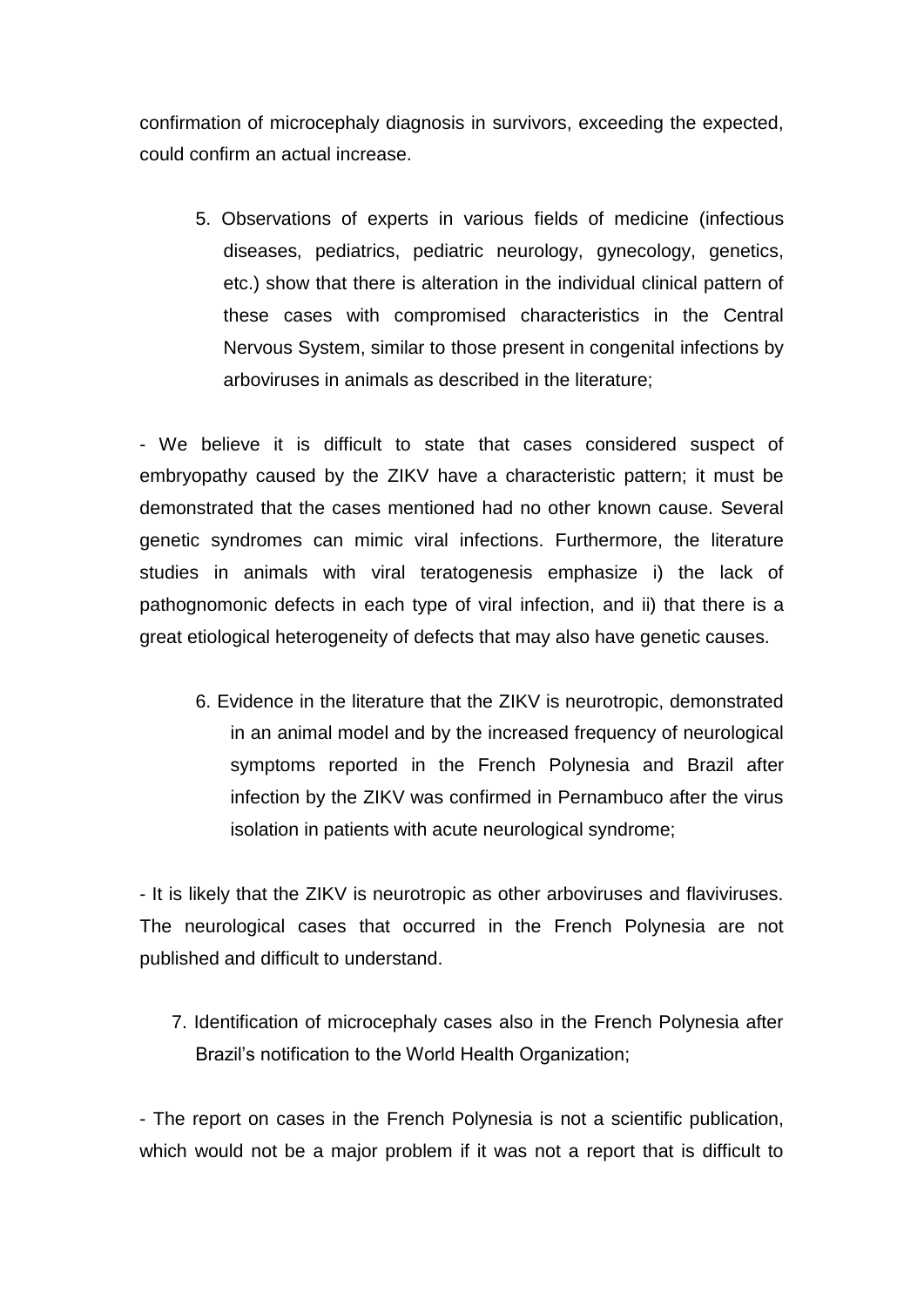confirmation of microcephaly diagnosis in survivors, exceeding the expected, could confirm an actual increase.

5. Observations of experts in various fields of medicine (infectious diseases, pediatrics, pediatric neurology, gynecology, genetics, etc.) show that there is alteration in the individual clinical pattern of these cases with compromised characteristics in the Central Nervous System, similar to those present in congenital infections by arboviruses in animals as described in the literature;

- We believe it is difficult to state that cases considered suspect of embryopathy caused by the ZIKV have a characteristic pattern; it must be demonstrated that the cases mentioned had no other known cause. Several genetic syndromes can mimic viral infections. Furthermore, the literature studies in animals with viral teratogenesis emphasize i) the lack of pathognomonic defects in each type of viral infection, and ii) that there is a great etiological heterogeneity of defects that may also have genetic causes.

6. Evidence in the literature that the ZIKV is neurotropic, demonstrated in an animal model and by the increased frequency of neurological symptoms reported in the French Polynesia and Brazil after infection by the ZIKV was confirmed in Pernambuco after the virus isolation in patients with acute neurological syndrome;

- It is likely that the ZIKV is neurotropic as other arboviruses and flaviviruses. The neurological cases that occurred in the French Polynesia are not published and difficult to understand.

7. Identification of microcephaly cases also in the French Polynesia after Brazil's notification to the World Health Organization;

- The report on cases in the French Polynesia is not a scientific publication, which would not be a major problem if it was not a report that is difficult to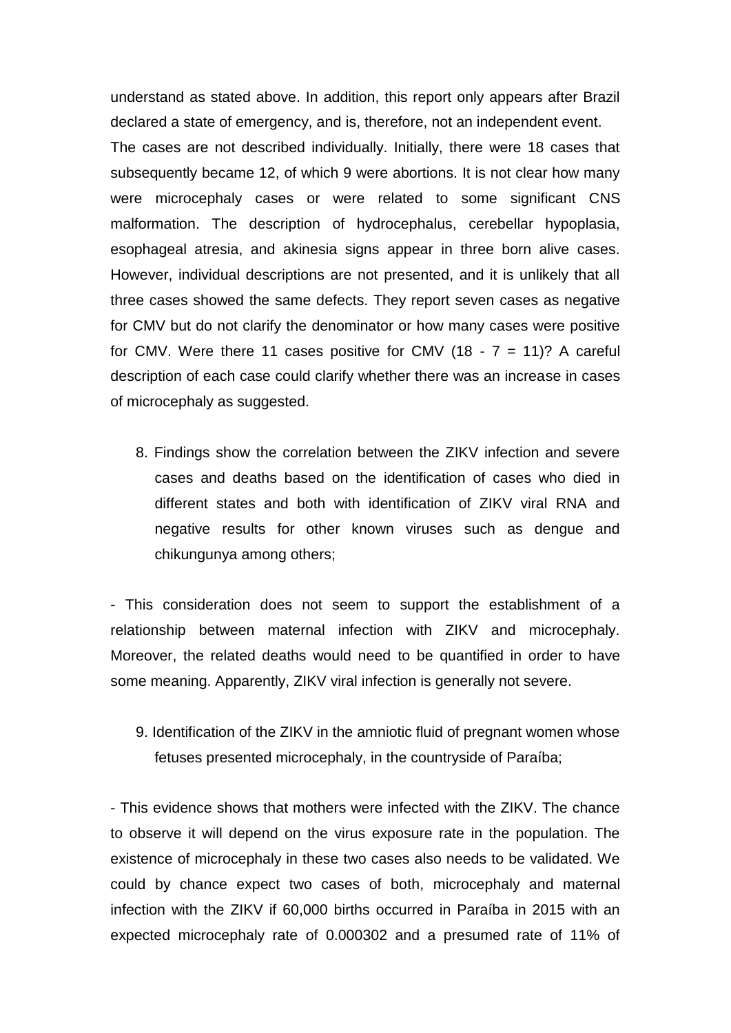understand as stated above. In addition, this report only appears after Brazil declared a state of emergency, and is, therefore, not an independent event.

The cases are not described individually. Initially, there were 18 cases that subsequently became 12, of which 9 were abortions. It is not clear how many were microcephaly cases or were related to some significant CNS malformation. The description of hydrocephalus, cerebellar hypoplasia, esophageal atresia, and akinesia signs appear in three born alive cases. However, individual descriptions are not presented, and it is unlikely that all three cases showed the same defects. They report seven cases as negative for CMV but do not clarify the denominator or how many cases were positive for CMV. Were there 11 cases positive for CMV (18 - 7 = 11)? A careful description of each case could clarify whether there was an increase in cases of microcephaly as suggested.

8. Findings show the correlation between the ZIKV infection and severe cases and deaths based on the identification of cases who died in different states and both with identification of ZIKV viral RNA and negative results for other known viruses such as dengue and chikungunya among others;

- This consideration does not seem to support the establishment of a relationship between maternal infection with ZIKV and microcephaly. Moreover, the related deaths would need to be quantified in order to have some meaning. Apparently, ZIKV viral infection is generally not severe.

9. Identification of the ZIKV in the amniotic fluid of pregnant women whose fetuses presented microcephaly, in the countryside of Paraíba;

- This evidence shows that mothers were infected with the ZIKV. The chance to observe it will depend on the virus exposure rate in the population. The existence of microcephaly in these two cases also needs to be validated. We could by chance expect two cases of both, microcephaly and maternal infection with the ZIKV if 60,000 births occurred in Paraíba in 2015 with an expected microcephaly rate of 0.000302 and a presumed rate of 11% of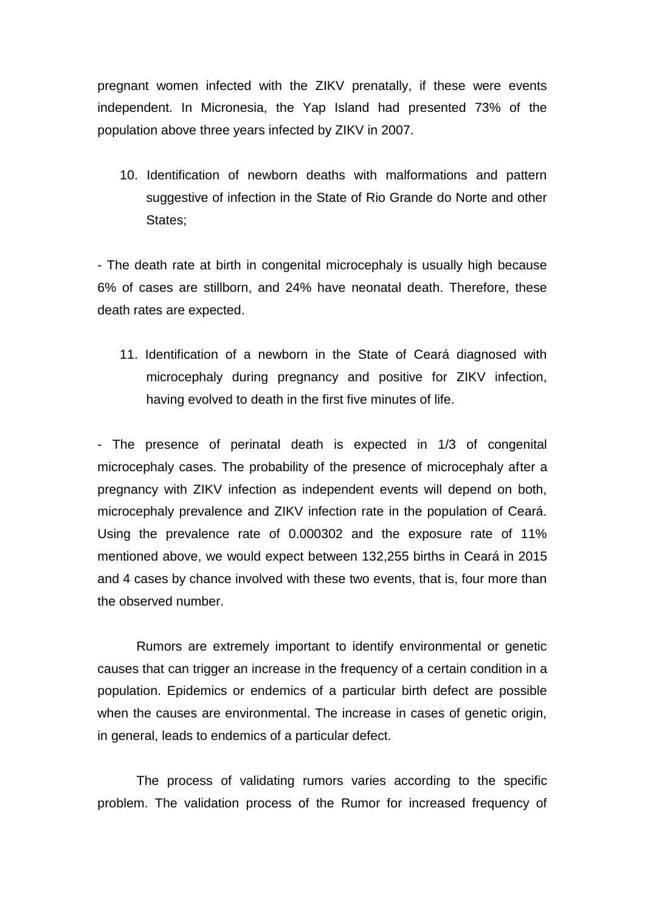pregnant women infected with the ZIKV prenatally, if these were events independent. In Micronesia, the Yap Island had presented 73% of the population above three years infected by ZIKV in 2007.

10. Identification of newborn deaths with malformations and pattern suggestive of infection in the State of Rio Grande do Norte and other States;

- The death rate at birth in congenital microcephaly is usually high because 6% of cases are stillborn, and 24% have neonatal death. Therefore, these death rates are expected.

11. Identification of a newborn in the State of Ceará diagnosed with microcephaly during pregnancy and positive for ZIKV infection, having evolved to death in the first five minutes of life.

- The presence of perinatal death is expected in 1/3 of congenital microcephaly cases. The probability of the presence of microcephaly after a pregnancy with ZIKV infection as independent events will depend on both, microcephaly prevalence and ZIKV infection rate in the population of Ceará. Using the prevalence rate of 0.000302 and the exposure rate of 11% mentioned above, we would expect between 132,255 births in Ceará in 2015 and 4 cases by chance involved with these two events, that is, four more than the observed number.

Rumors are extremely important to identify environmental or genetic causes that can trigger an increase in the frequency of a certain condition in a population. Epidemics or endemics of a particular birth defect are possible when the causes are environmental. The increase in cases of genetic origin, in general, leads to endemics of a particular defect.

The process of validating rumors varies according to the specific problem. The validation process of the Rumor for increased frequency of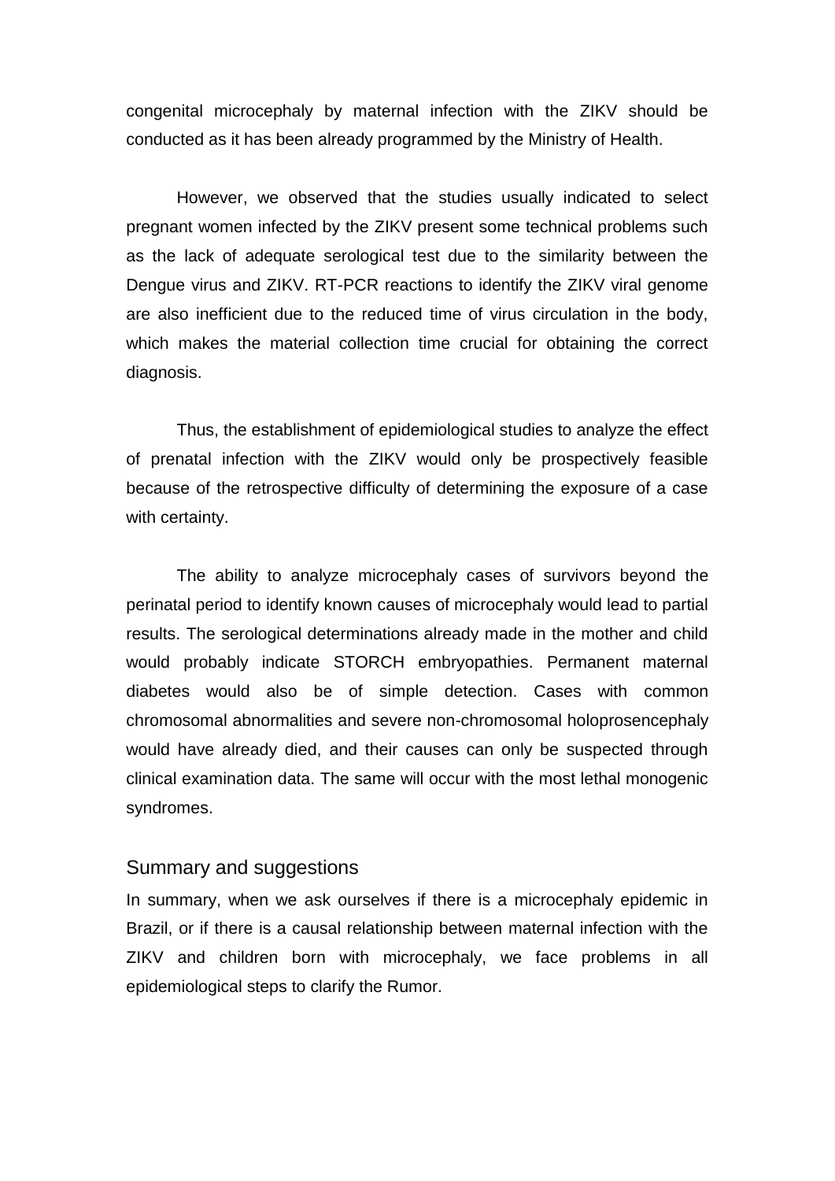congenital microcephaly by maternal infection with the ZIKV should be conducted as it has been already programmed by the Ministry of Health.

However, we observed that the studies usually indicated to select pregnant women infected by the ZIKV present some technical problems such as the lack of adequate serological test due to the similarity between the Dengue virus and ZIKV. RT-PCR reactions to identify the ZIKV viral genome are also inefficient due to the reduced time of virus circulation in the body, which makes the material collection time crucial for obtaining the correct diagnosis.

Thus, the establishment of epidemiological studies to analyze the effect of prenatal infection with the ZIKV would only be prospectively feasible because of the retrospective difficulty of determining the exposure of a case with certainty.

The ability to analyze microcephaly cases of survivors beyond the perinatal period to identify known causes of microcephaly would lead to partial results. The serological determinations already made in the mother and child would probably indicate STORCH embryopathies. Permanent maternal diabetes would also be of simple detection. Cases with common chromosomal abnormalities and severe non-chromosomal holoprosencephaly would have already died, and their causes can only be suspected through clinical examination data. The same will occur with the most lethal monogenic syndromes.

## Summary and suggestions

In summary, when we ask ourselves if there is a microcephaly epidemic in Brazil, or if there is a causal relationship between maternal infection with the ZIKV and children born with microcephaly, we face problems in all epidemiological steps to clarify the Rumor.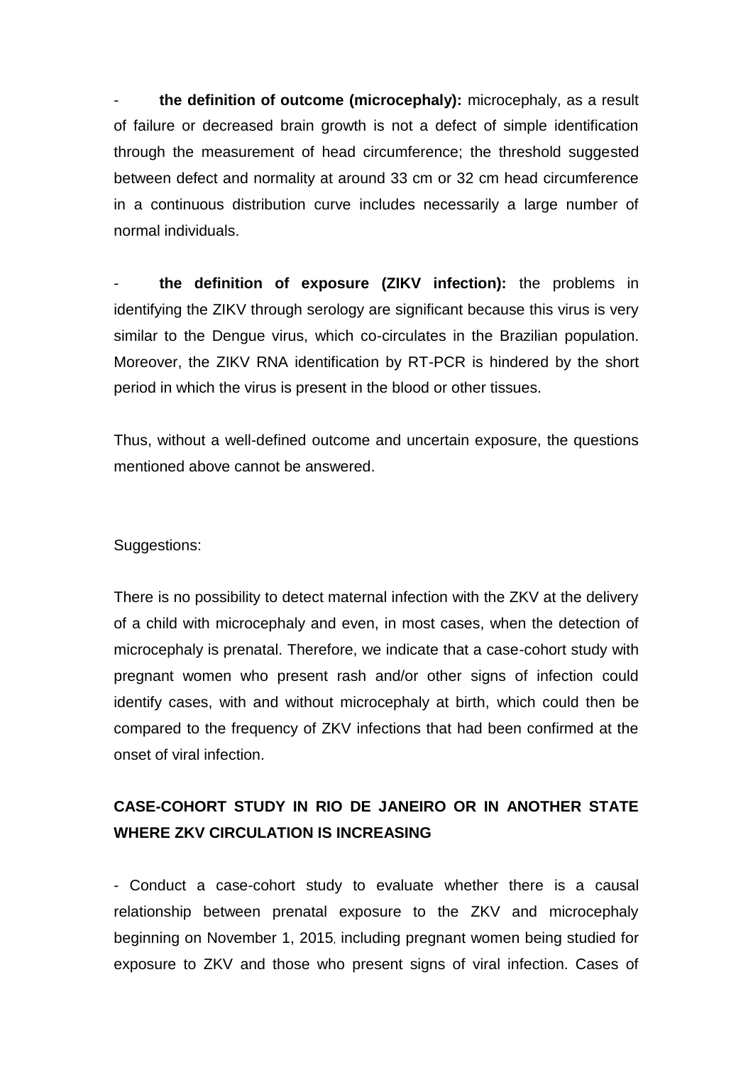- **the definition of outcome (microcephaly):** microcephaly, as a result of failure or decreased brain growth is not a defect of simple identification through the measurement of head circumference; the threshold suggested between defect and normality at around 33 cm or 32 cm head circumference in a continuous distribution curve includes necessarily a large number of normal individuals.

- **the definition of exposure (ZIKV infection):** the problems in identifying the ZIKV through serology are significant because this virus is very similar to the Dengue virus, which co-circulates in the Brazilian population. Moreover, the ZIKV RNA identification by RT-PCR is hindered by the short period in which the virus is present in the blood or other tissues.

Thus, without a well-defined outcome and uncertain exposure, the questions mentioned above cannot be answered.

Suggestions:

There is no possibility to detect maternal infection with the ZKV at the delivery of a child with microcephaly and even, in most cases, when the detection of microcephaly is prenatal. Therefore, we indicate that a case-cohort study with pregnant women who present rash and/or other signs of infection could identify cases, with and without microcephaly at birth, which could then be compared to the frequency of ZKV infections that had been confirmed at the onset of viral infection.

**CASE-COHORT STUDY IN RIO DE JANEIRO OR IN ANOTHER STATE WHERE ZKV CIRCULATION IS INCREASING**

- Conduct a case-cohort study to evaluate whether there is a causal relationship between prenatal exposure to the ZKV and microcephaly beginning on November 1, 2015, including pregnant women being studied for exposure to ZKV and those who present signs of viral infection. Cases of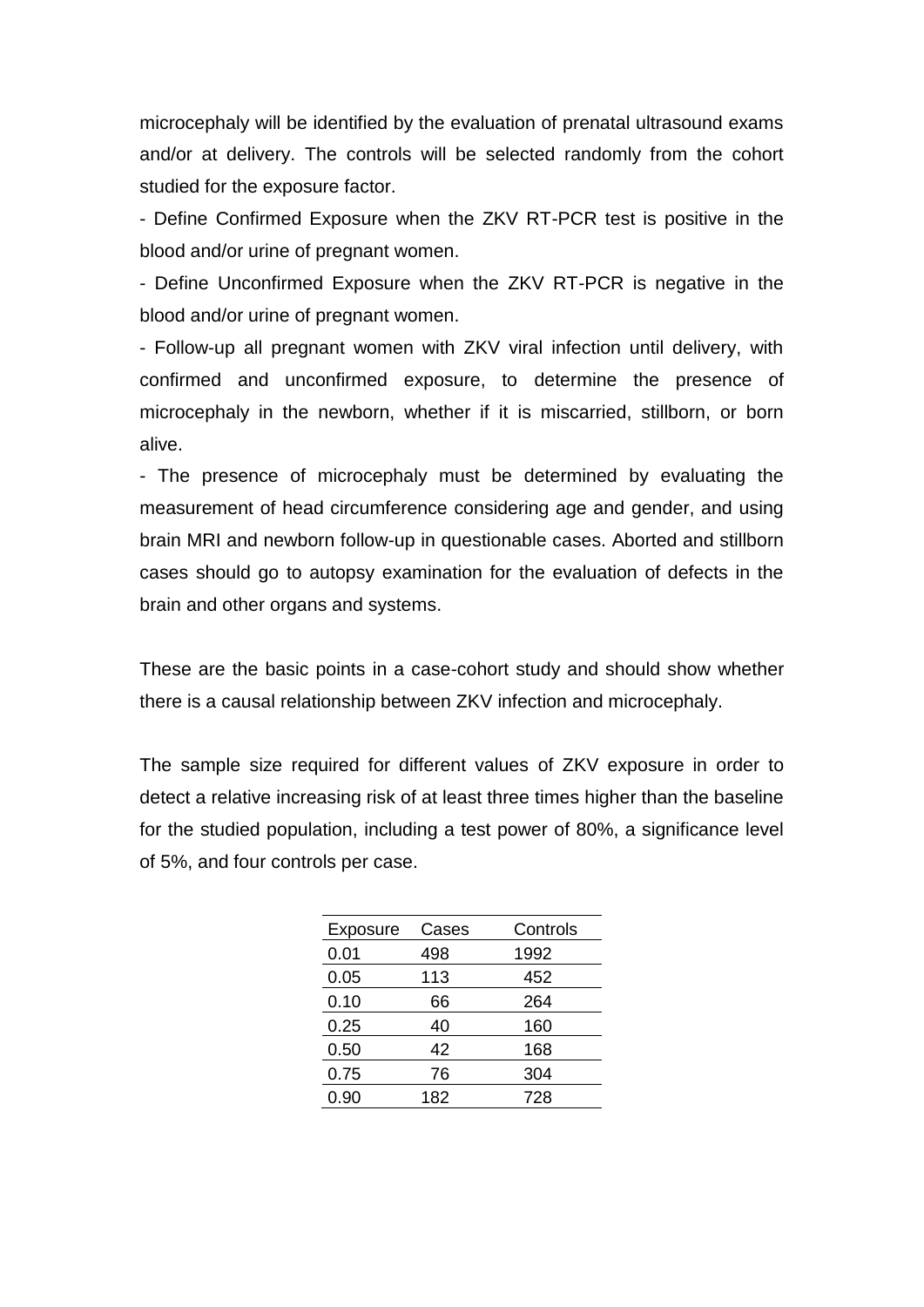microcephaly will be identified by the evaluation of prenatal ultrasound exams and/or at delivery. The controls will be selected randomly from the cohort studied for the exposure factor.

- Define Confirmed Exposure when the ZKV RT-PCR test is positive in the blood and/or urine of pregnant women.
- Define Unconfirmed Exposure when the ZKV RT-PCR is negative in the blood and/or urine of pregnant women.
- Follow-up all pregnant women with ZKV viral infection until delivery, with confirmed and unconfirmed exposure, to determine the presence of microcephaly in the newborn, whether if it is miscarried, stillborn, or born alive.
- The presence of microcephaly must be determined by evaluating the measurement of head circumference considering age and gender, and using brain MRI and newborn follow-up in questionable cases. Aborted and stillborn cases should go to autopsy examination for the evaluation of defects in the brain and other organs and systems.

These are the basic points in a case-cohort study and should show whether there is a causal relationship between ZKV infection and microcephaly.

The sample size required for different values of ZKV exposure in order to detect a relative increasing risk of at least three times higher than the baseline for the studied population, including a test power of 80%, a significance level of 5%, and four controls per case.

| Exposure | Cases | Controls |
|---|---|---|
| 0.01 | 498 | 1992 |
| 0.05 | 113 | 452 |
| 0.10 | 66 | 264 |
| 0.25 | 40 | 160 |
| 0.50 | 42 | 168 |
| 0.75 | 76 | 304 |
| 0.90 | 182 | 728 |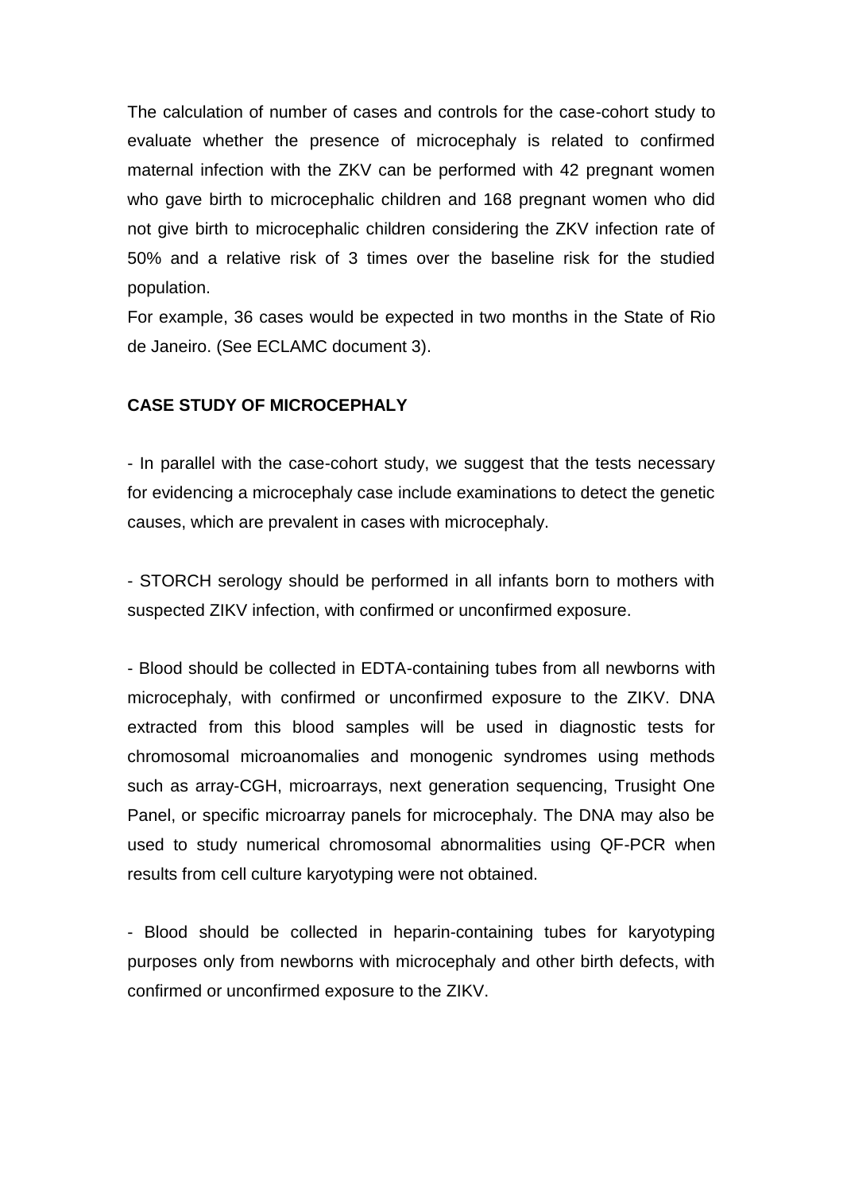The calculation of number of cases and controls for the case-cohort study to evaluate whether the presence of microcephaly is related to confirmed maternal infection with the ZKV can be performed with 42 pregnant women who gave birth to microcephalic children and 168 pregnant women who did not give birth to microcephalic children considering the ZKV infection rate of 50% and a relative risk of 3 times over the baseline risk for the studied population.
For example, 36 cases would be expected in two months in the State of Rio de Janeiro. (See ECLAMC document 3).

**CASE STUDY OF MICROCEPHALY**

- In parallel with the case-cohort study, we suggest that the tests necessary for evidencing a microcephaly case include examinations to detect the genetic causes, which are prevalent in cases with microcephaly.

- STORCH serology should be performed in all infants born to mothers with suspected ZIKV infection, with confirmed or unconfirmed exposure.

- Blood should be collected in EDTA-containing tubes from all newborns with microcephaly, with confirmed or unconfirmed exposure to the ZIKV. DNA extracted from this blood samples will be used in diagnostic tests for chromosomal microanomalies and monogenic syndromes using methods such as array-CGH, microarrays, next generation sequencing, Trusight One Panel, or specific microarray panels for microcephaly. The DNA may also be used to study numerical chromosomal abnormalities using QF-PCR when results from cell culture karyotyping were not obtained.

- Blood should be collected in heparin-containing tubes for karyotyping purposes only from newborns with microcephaly and other birth defects, with confirmed or unconfirmed exposure to the ZIKV.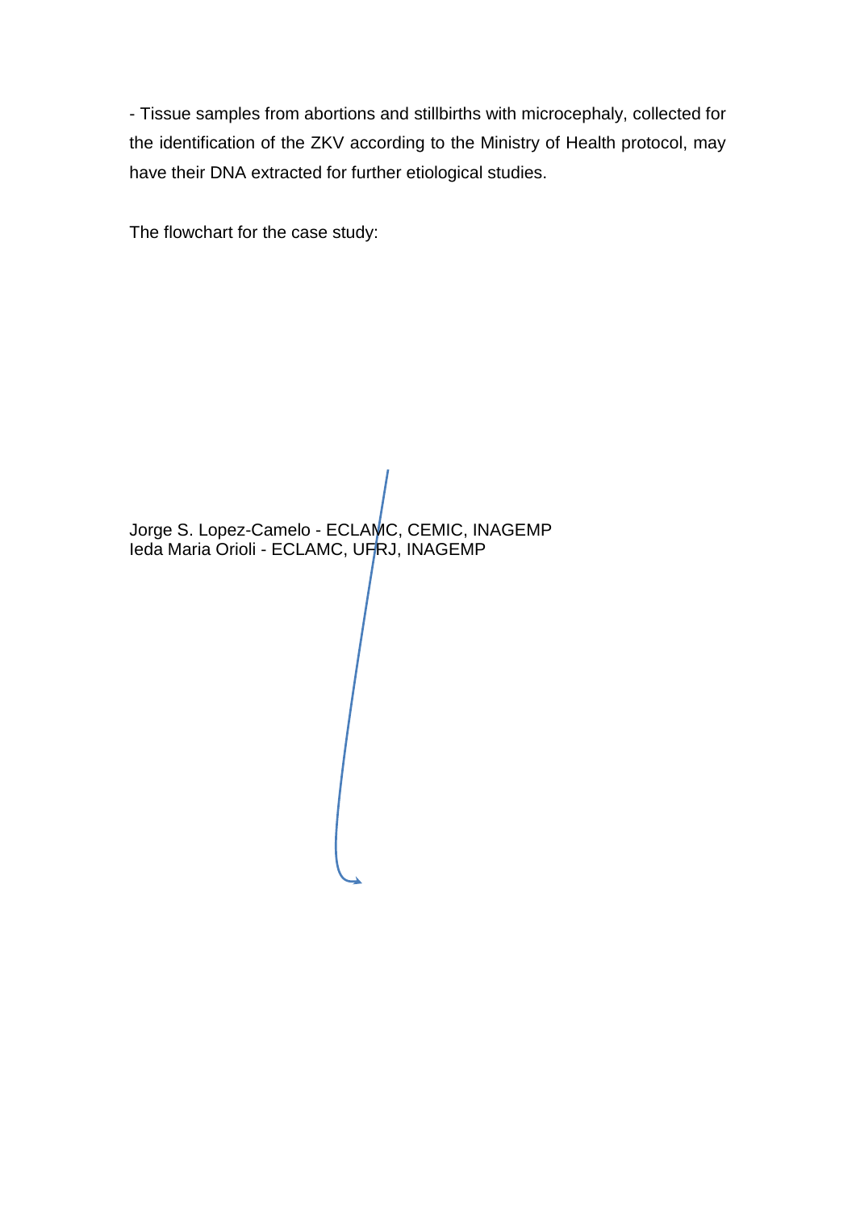- Tissue samples from abortions and stillbirths with microcephaly, collected for the identification of the ZKV according to the Ministry of Health protocol, may have their DNA extracted for further etiological studies.

The flowchart for the case study:

Jorge S. Lopez-Camelo - ECLAMC, CEMIC, INAGEMP
Ieda Maria Orioli - ECLAMC, UFRJ, INAGEMP